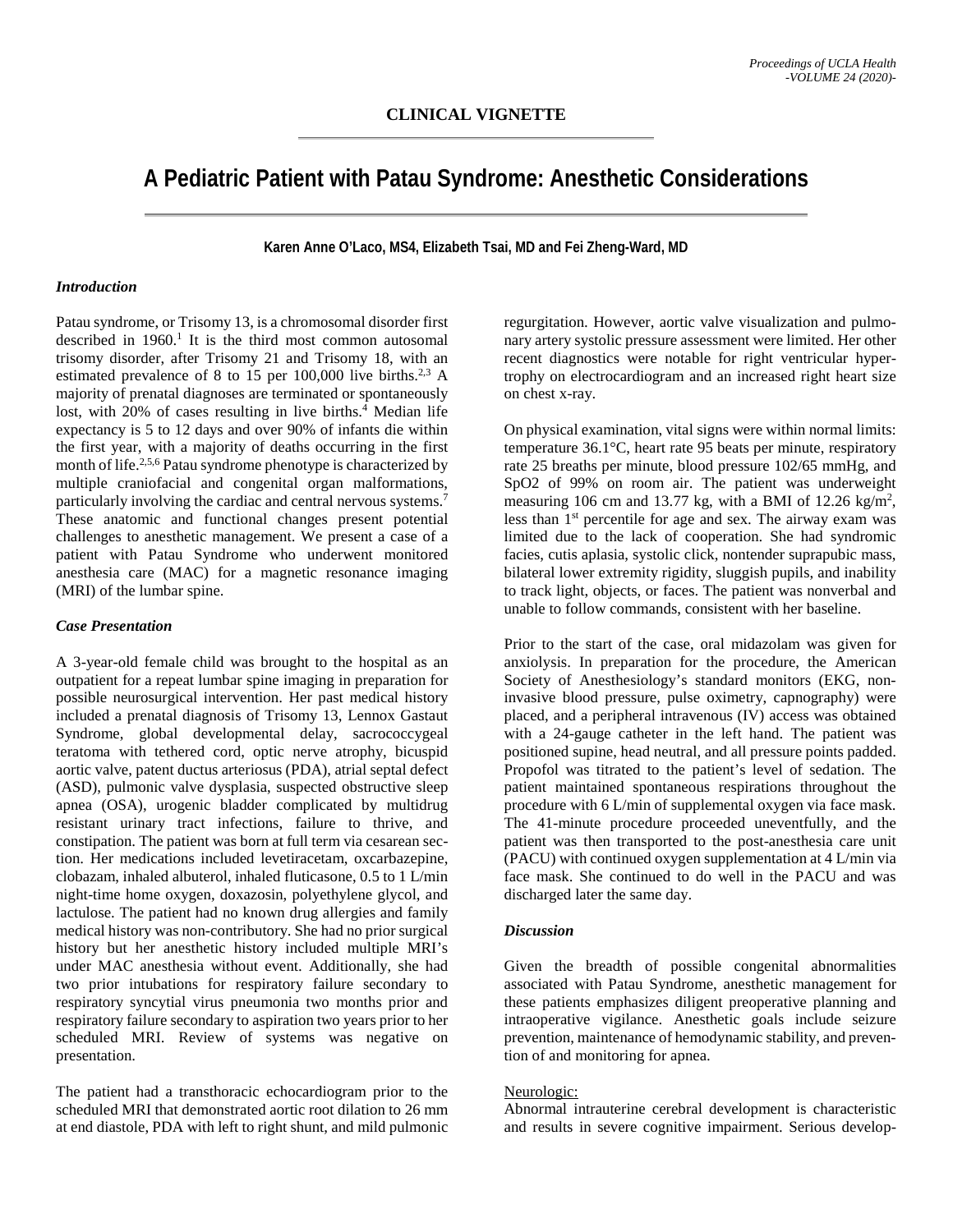CLINICAL VIGNETTE

# A Pediatric Patient with Patau Syndrome: Anesthetic Considerations

**Karen Anne O'Laco, MS4, Elizabeth Tsai, MD and Fei Zheng-Ward, MD**

### *Introduction*

Patau syndrome, or Trisomy 13, is a chromosomal disorder first described in 1960.[1] It is the third most common autosomal trisomy disorder, after Trisomy 21 and Trisomy 18, with an estimated prevalence of 8 to 15 per 100,000 live births.[2,3] A majority of prenatal diagnoses are terminated or spontaneously lost, with 20% of cases resulting in live births.[4] Median life expectancy is 5 to 12 days and over 90% of infants die within the first year, with a majority of deaths occurring in the first month of life.[2,5,6] Patau syndrome phenotype is characterized by multiple craniofacial and congenital organ malformations, particularly involving the cardiac and central nervous systems.[7] These anatomic and functional changes present potential challenges to anesthetic management. We present a case of a patient with Patau Syndrome who underwent monitored anesthesia care (MAC) for a magnetic resonance imaging (MRI) of the lumbar spine.

### *Case Presentation*

A 3-year-old female child was brought to the hospital as an outpatient for a repeat lumbar spine imaging in preparation for possible neurosurgical intervention. Her past medical history included a prenatal diagnosis of Trisomy 13, Lennox Gastaut Syndrome, global developmental delay, sacrococcygeal teratoma with tethered cord, optic nerve atrophy, bicuspid aortic valve, patent ductus arteriosus (PDA), atrial septal defect (ASD), pulmonic valve dysplasia, suspected obstructive sleep apnea (OSA), urogenic bladder complicated by multidrug resistant urinary tract infections, failure to thrive, and constipation. The patient was born at full term via cesarean section. Her medications included levetiracetam, oxcarbazepine, clobazam, inhaled albuterol, inhaled fluticasone, 0.5 to 1 L/min night-time home oxygen, doxazosin, polyethylene glycol, and lactulose. The patient had no known drug allergies and family medical history was non-contributory. She had no prior surgical history but her anesthetic history included multiple MRI's under MAC anesthesia without event. Additionally, she had two prior intubations for respiratory failure secondary to respiratory syncytial virus pneumonia two months prior and respiratory failure secondary to aspiration two years prior to her scheduled MRI. Review of systems was negative on presentation.

The patient had a transthoracic echocardiogram prior to the scheduled MRI that demonstrated aortic root dilation to 26 mm at end diastole, PDA with left to right shunt, and mild pulmonic regurgitation. However, aortic valve visualization and pulmonary artery systolic pressure assessment were limited. Her other recent diagnostics were notable for right ventricular hypertrophy on electrocardiogram and an increased right heart size on chest x-ray.

On physical examination, vital signs were within normal limits: temperature 36.1°C, heart rate 95 beats per minute, respiratory rate 25 breaths per minute, blood pressure 102/65 mmHg, and SpO2 of 99% on room air. The patient was underweight measuring 106 cm and 13.77 kg, with a BMI of 12.26 kg/m$^2$, less than 1st percentile for age and sex. The airway exam was limited due to the lack of cooperation. She had syndromic facies, cutis aplasia, systolic click, nontender suprapubic mass, bilateral lower extremity rigidity, sluggish pupils, and inability to track light, objects, or faces. The patient was nonverbal and unable to follow commands, consistent with her baseline.

Prior to the start of the case, oral midazolam was given for anxiolysis. In preparation for the procedure, the American Society of Anesthesiology's standard monitors (EKG, non-invasive blood pressure, pulse oximetry, capnography) were placed, and a peripheral intravenous (IV) access was obtained with a 24-gauge catheter in the left hand. The patient was positioned supine, head neutral, and all pressure points padded. Propofol was titrated to the patient's level of sedation. The patient maintained spontaneous respirations throughout the procedure with 6 L/min of supplemental oxygen via face mask. The 41-minute procedure proceeded uneventfully, and the patient was then transported to the post-anesthesia care unit (PACU) with continued oxygen supplementation at 4 L/min via face mask. She continued to do well in the PACU and was discharged later the same day.

### *Discussion*

Given the breadth of possible congenital abnormalities associated with Patau Syndrome, anesthetic management for these patients emphasizes diligent preoperative planning and intraoperative vigilance. Anesthetic goals include seizure prevention, maintenance of hemodynamic stability, and prevention of and monitoring for apnea.

#### Neurologic:

Abnormal intrauterine cerebral development is characteristic and results in severe cognitive impairment. Serious develop-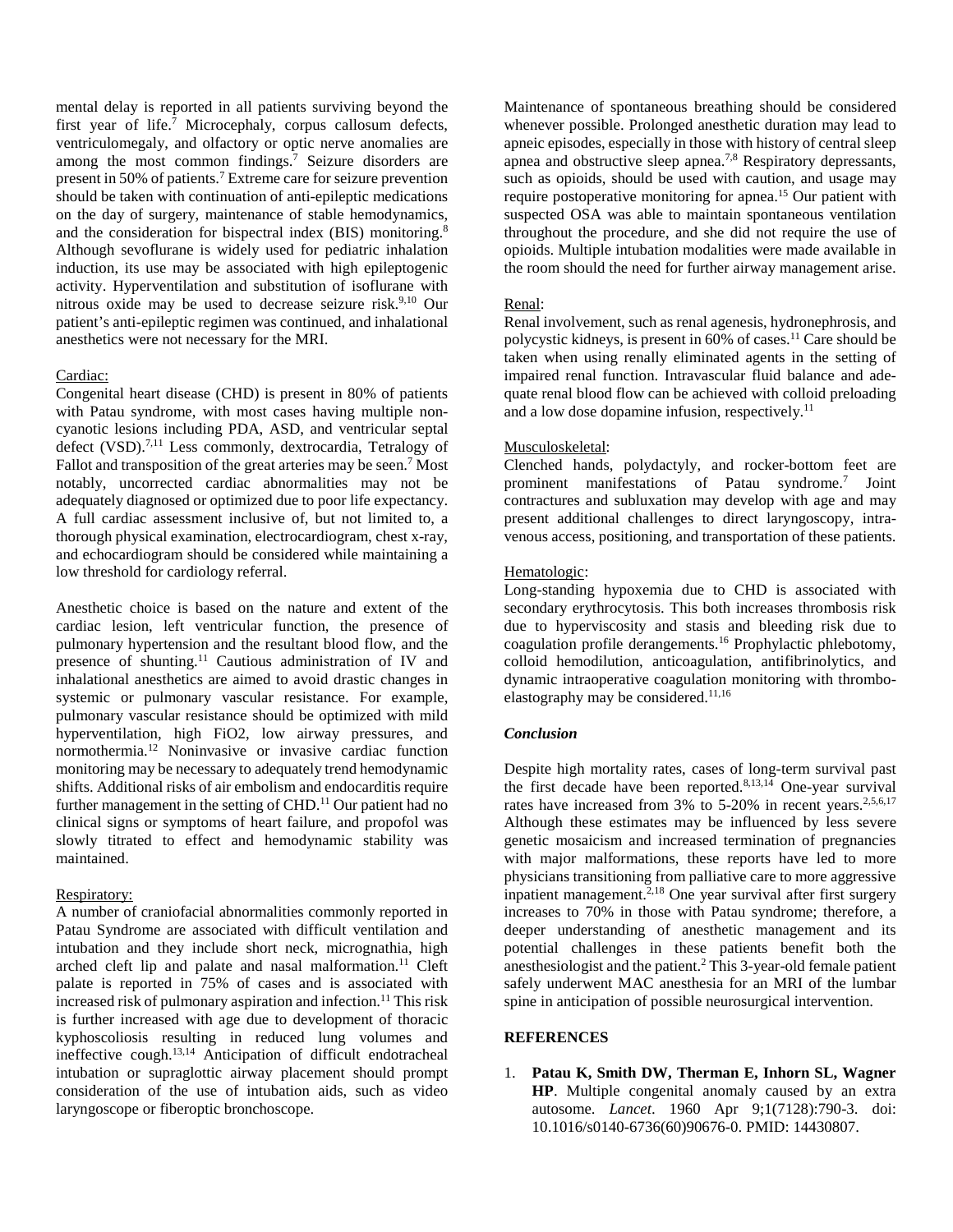mental delay is reported in all patients surviving beyond the first year of life.[7] Microcephaly, corpus callosum defects, ventriculomegaly, and olfactory or optic nerve anomalies are among the most common findings.[7] Seizure disorders are present in 50% of patients.[7] Extreme care for seizure prevention should be taken with continuation of anti-epileptic medications on the day of surgery, maintenance of stable hemodynamics, and the consideration for bispectral index (BIS) monitoring.[8] Although sevoflurane is widely used for pediatric inhalation induction, its use may be associated with high epileptogenic activity. Hyperventilation and substitution of isoflurane with nitrous oxide may be used to decrease seizure risk.[9,10] Our patient's anti-epileptic regimen was continued, and inhalational anesthetics were not necessary for the MRI.

Cardiac:

Congenital heart disease (CHD) is present in 80% of patients with Patau syndrome, with most cases having multiple non-cyanotic lesions including PDA, ASD, and ventricular septal defect (VSD).[7,11] Less commonly, dextrocardia, Tetralogy of Fallot and transposition of the great arteries may be seen.[7] Most notably, uncorrected cardiac abnormalities may not be adequately diagnosed or optimized due to poor life expectancy. A full cardiac assessment inclusive of, but not limited to, a thorough physical examination, electrocardiogram, chest x-ray, and echocardiogram should be considered while maintaining a low threshold for cardiology referral.

Anesthetic choice is based on the nature and extent of the cardiac lesion, left ventricular function, the presence of pulmonary hypertension and the resultant blood flow, and the presence of shunting.[11] Cautious administration of IV and inhalational anesthetics are aimed to avoid drastic changes in systemic or pulmonary vascular resistance. For example, pulmonary vascular resistance should be optimized with mild hyperventilation, high FiO2, low airway pressures, and normothermia.[12] Noninvasive or invasive cardiac function monitoring may be necessary to adequately trend hemodynamic shifts. Additional risks of air embolism and endocarditis require further management in the setting of CHD.[11] Our patient had no clinical signs or symptoms of heart failure, and propofol was slowly titrated to effect and hemodynamic stability was maintained.

Respiratory:

A number of craniofacial abnormalities commonly reported in Patau Syndrome are associated with difficult ventilation and intubation and they include short neck, micrognathia, high arched cleft lip and palate and nasal malformation.[11] Cleft palate is reported in 75% of cases and is associated with increased risk of pulmonary aspiration and infection.[11] This risk is further increased with age due to development of thoracic kyphoscoliosis resulting in reduced lung volumes and ineffective cough.[13,14] Anticipation of difficult endotracheal intubation or supraglottic airway placement should prompt consideration of the use of intubation aids, such as video laryngoscope or fiberoptic bronchoscope.

Maintenance of spontaneous breathing should be considered whenever possible. Prolonged anesthetic duration may lead to apneic episodes, especially in those with history of central sleep apnea and obstructive sleep apnea.[7,8] Respiratory depressants, such as opioids, should be used with caution, and usage may require postoperative monitoring for apnea.[15] Our patient with suspected OSA was able to maintain spontaneous ventilation throughout the procedure, and she did not require the use of opioids. Multiple intubation modalities were made available in the room should the need for further airway management arise.

Renal:

Renal involvement, such as renal agenesis, hydronephrosis, and polycystic kidneys, is present in 60% of cases.[11] Care should be taken when using renally eliminated agents in the setting of impaired renal function. Intravascular fluid balance and adequate renal blood flow can be achieved with colloid preloading and a low dose dopamine infusion, respectively.[11]

Musculoskeletal:

Clenched hands, polydactyly, and rocker-bottom feet are prominent manifestations of Patau syndrome.[7] Joint contractures and subluxation may develop with age and may present additional challenges to direct laryngoscopy, intravenous access, positioning, and transportation of these patients.

Hematologic:

Long-standing hypoxemia due to CHD is associated with secondary erythrocytosis. This both increases thrombosis risk due to hyperviscosity and stasis and bleeding risk due to coagulation profile derangements.[16] Prophylactic phlebotomy, colloid hemodilution, anticoagulation, antifibrinolytics, and dynamic intraoperative coagulation monitoring with thromboelastography may be considered.[11,16]

### *Conclusion*

Despite high mortality rates, cases of long-term survival past the first decade have been reported.[8,13,14] One-year survival rates have increased from 3% to 5-20% in recent years.[2,5,6,17] Although these estimates may be influenced by less severe genetic mosaicism and increased termination of pregnancies with major malformations, these reports have led to more physicians transitioning from palliative care to more aggressive inpatient management.[2,18] One year survival after first surgery increases to 70% in those with Patau syndrome; therefore, a deeper understanding of anesthetic management and its potential challenges in these patients benefit both the anesthesiologist and the patient.[2] This 3-year-old female patient safely underwent MAC anesthesia for an MRI of the lumbar spine in anticipation of possible neurosurgical intervention.

### REFERENCES

1. **Patau K, Smith DW, Therman E, Inhorn SL, Wagner HP**. Multiple congenital anomaly caused by an extra autosome. *Lancet*. 1960 Apr 9;1(7128):790-3. doi: 10.1016/s0140-6736(60)90676-0. PMID: 14430807.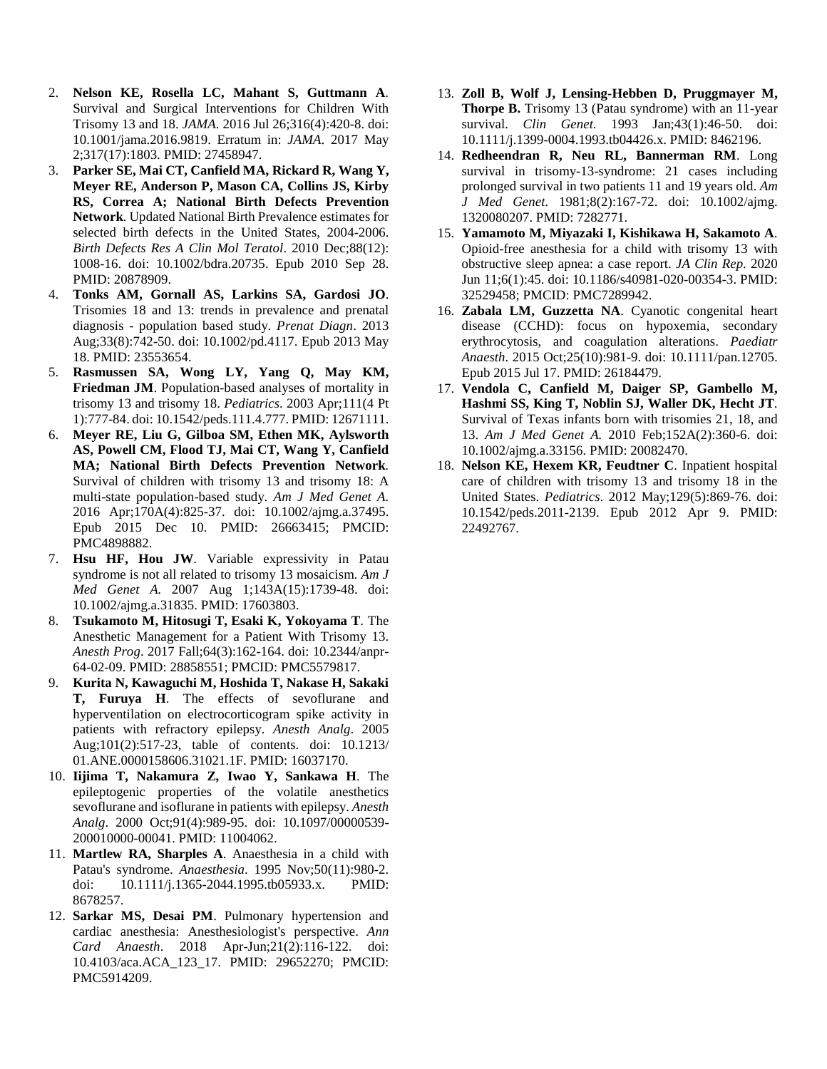2. **Nelson KE, Rosella LC, Mahant S, Guttmann A**. Survival and Surgical Interventions for Children With Trisomy 13 and 18. *JAMA*. 2016 Jul 26;316(4):420-8. doi: 10.1001/jama.2016.9819. Erratum in: *JAMA*. 2017 May 2;317(17):1803. PMID: 27458947.
3. **Parker SE, Mai CT, Canfield MA, Rickard R, Wang Y, Meyer RE, Anderson P, Mason CA, Collins JS, Kirby RS, Correa A; National Birth Defects Prevention Network**. Updated National Birth Prevalence estimates for selected birth defects in the United States, 2004-2006. *Birth Defects Res A Clin Mol Teratol*. 2010 Dec;88(12): 1008-16. doi: 10.1002/bdra.20735. Epub 2010 Sep 28. PMID: 20878909.
4. **Tonks AM, Gornall AS, Larkins SA, Gardosi JO**. Trisomies 18 and 13: trends in prevalence and prenatal diagnosis - population based study. *Prenat Diagn*. 2013 Aug;33(8):742-50. doi: 10.1002/pd.4117. Epub 2013 May 18. PMID: 23553654.
5. **Rasmussen SA, Wong LY, Yang Q, May KM, Friedman JM**. Population-based analyses of mortality in trisomy 13 and trisomy 18. *Pediatrics*. 2003 Apr;111(4 Pt 1):777-84. doi: 10.1542/peds.111.4.777. PMID: 12671111.
6. **Meyer RE, Liu G, Gilboa SM, Ethen MK, Aylsworth AS, Powell CM, Flood TJ, Mai CT, Wang Y, Canfield MA; National Birth Defects Prevention Network**. Survival of children with trisomy 13 and trisomy 18: A multi-state population-based study. *Am J Med Genet A*. 2016 Apr;170A(4):825-37. doi: 10.1002/ajmg.a.37495. Epub 2015 Dec 10. PMID: 26663415; PMCID: PMC4898882.
7. **Hsu HF, Hou JW**. Variable expressivity in Patau syndrome is not all related to trisomy 13 mosaicism. *Am J Med Genet A.* 2007 Aug 1;143A(15):1739-48. doi: 10.1002/ajmg.a.31835. PMID: 17603803.
8. **Tsukamoto M, Hitosugi T, Esaki K, Yokoyama T**. The Anesthetic Management for a Patient With Trisomy 13. *Anesth Prog*. 2017 Fall;64(3):162-164. doi: 10.2344/anpr-64-02-09. PMID: 28858551; PMCID: PMC5579817.
9. **Kurita N, Kawaguchi M, Hoshida T, Nakase H, Sakaki T, Furuya H**. The effects of sevoflurane and hyperventilation on electrocorticogram spike activity in patients with refractory epilepsy. *Anesth Analg*. 2005 Aug;101(2):517-23, table of contents. doi: 10.1213/ 01.ANE.0000158606.31021.1F. PMID: 16037170.
10. **Iijima T, Nakamura Z, Iwao Y, Sankawa H**. The epileptogenic properties of the volatile anesthetics sevoflurane and isoflurane in patients with epilepsy. *Anesth Analg*. 2000 Oct;91(4):989-95. doi: 10.1097/00000539-200010000-00041. PMID: 11004062.
11. **Martlew RA, Sharples A**. Anaesthesia in a child with Patau's syndrome. *Anaesthesia*. 1995 Nov;50(11):980-2. doi: 10.1111/j.1365-2044.1995.tb05933.x. PMID: 8678257.
12. **Sarkar MS, Desai PM**. Pulmonary hypertension and cardiac anesthesia: Anesthesiologist's perspective. *Ann Card Anaesth*. 2018 Apr-Jun;21(2):116-122. doi: 10.4103/aca.ACA_123_17. PMID: 29652270; PMCID: PMC5914209.
13. **Zoll B, Wolf J, Lensing-Hebben D, Pruggmayer M, Thorpe B.** Trisomy 13 (Patau syndrome) with an 11-year survival. *Clin Genet.* 1993 Jan;43(1):46-50. doi: 10.1111/j.1399-0004.1993.tb04426.x. PMID: 8462196.
14. **Redheendran R, Neu RL, Bannerman RM**. Long survival in trisomy-13-syndrome: 21 cases including prolonged survival in two patients 11 and 19 years old. *Am J Med Genet*. 1981;8(2):167-72. doi: 10.1002/ajmg. 1320080207. PMID: 7282771.
15. **Yamamoto M, Miyazaki I, Kishikawa H, Sakamoto A**. Opioid-free anesthesia for a child with trisomy 13 with obstructive sleep apnea: a case report. *JA Clin Rep*. 2020 Jun 11;6(1):45. doi: 10.1186/s40981-020-00354-3. PMID: 32529458; PMCID: PMC7289942.
16. **Zabala LM, Guzzetta NA**. Cyanotic congenital heart disease (CCHD): focus on hypoxemia, secondary erythrocytosis, and coagulation alterations. *Paediatr Anaesth*. 2015 Oct;25(10):981-9. doi: 10.1111/pan.12705. Epub 2015 Jul 17. PMID: 26184479.
17. **Vendola C, Canfield M, Daiger SP, Gambello M, Hashmi SS, King T, Noblin SJ, Waller DK, Hecht JT**. Survival of Texas infants born with trisomies 21, 18, and 13. *Am J Med Genet A.* 2010 Feb;152A(2):360-6. doi: 10.1002/ajmg.a.33156. PMID: 20082470.
18. **Nelson KE, Hexem KR, Feudtner C**. Inpatient hospital care of children with trisomy 13 and trisomy 18 in the United States. *Pediatrics*. 2012 May;129(5):869-76. doi: 10.1542/peds.2011-2139. Epub 2012 Apr 9. PMID: 22492767.